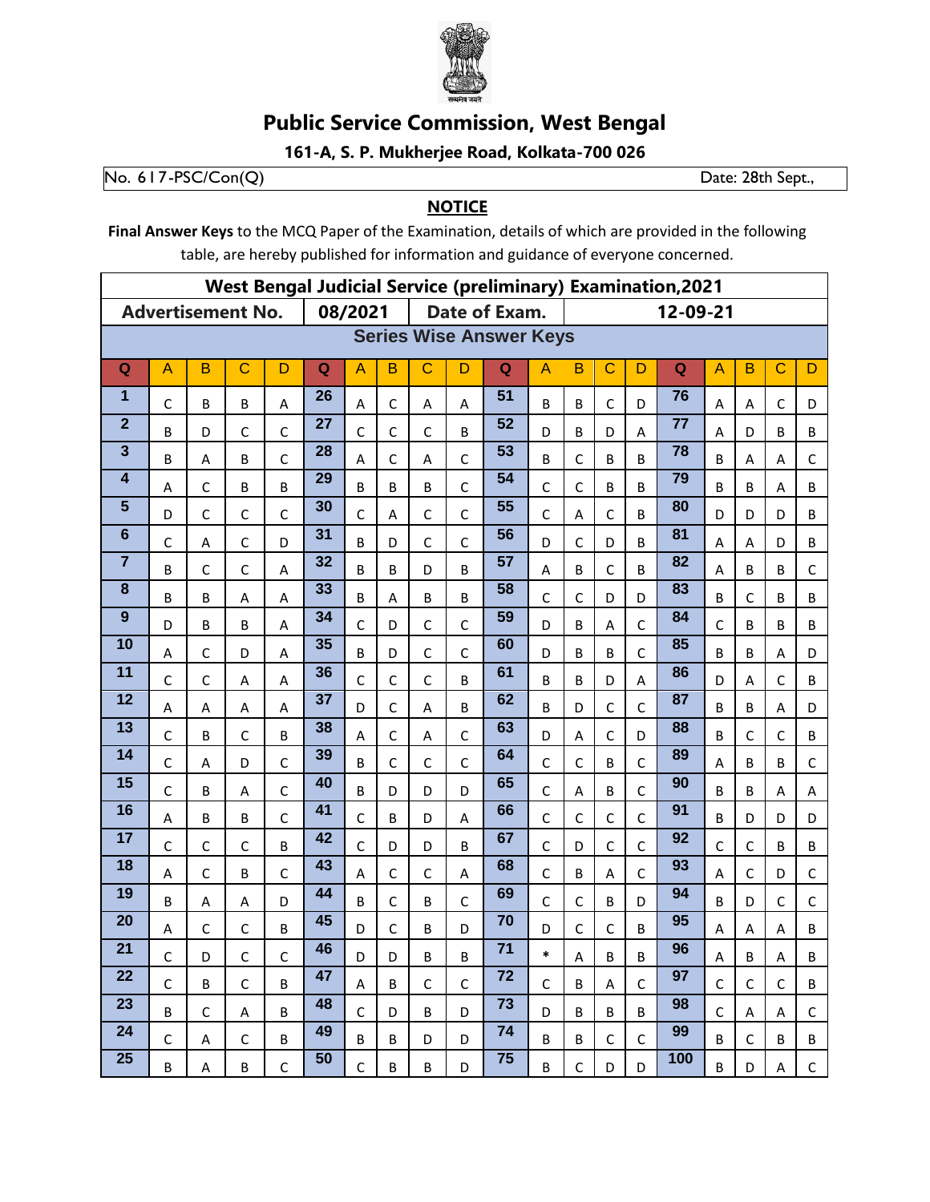# Public Service Commission, West Bengal

**161-A, S. P. Mukherjee Road, Kolkata-700 026**

No. 617-PSC/Con(Q) Date: 28th Sept.,

## NOTICE

**Final Answer Keys** to the MCQ Paper of the Examination, details of which are provided in the following table, are hereby published for information and guidance of everyone concerned.

| **West Bengal Judicial Service (preliminary) Examination,2021** | | | | | | | | | | | | | | | | | | | |
|---|---|---|---|---|---|---|---|---|---|---|---|---|---|---|---|---|---|---|---|
| **Advertisement No.** | | | | **08/2021** | | | **Date of Exam.** | | | **12-09-21** | | | | | | | | | |
| **Series Wise Answer Keys** | | | | | | | | | | | | | | | | | | | |
| **Q** | **A** | **B** | **C** | **D** | **Q** | **A** | **B** | **C** | **D** | **Q** | **A** | **B** | **C** | **D** | **Q** | **A** | **B** | **C** | **D** |
| **1** | C | B | B | A | **26** | A | C | A | A | **51** | B | B | C | D | **76** | A | A | C | D |
| **2** | B | D | C | C | **27** | C | C | C | B | **52** | D | B | D | A | **77** | A | D | B | B |
| **3** | B | A | B | C | **28** | A | C | A | C | **53** | B | C | B | B | **78** | B | A | A | C |
| **4** | A | C | B | B | **29** | B | B | B | C | **54** | C | C | B | B | **79** | B | B | A | B |
| **5** | D | C | C | C | **30** | C | A | C | C | **55** | C | A | C | B | **80** | D | D | D | B |
| **6** | C | A | C | D | **31** | B | D | C | C | **56** | D | C | D | B | **81** | A | A | D | B |
| **7** | B | C | C | A | **32** | B | B | D | B | **57** | A | B | C | B | **82** | A | B | B | C |
| **8** | B | B | A | A | **33** | B | A | B | B | **58** | C | C | D | D | **83** | B | C | B | B |
| **9** | D | B | B | A | **34** | C | D | C | C | **59** | D | B | A | C | **84** | C | B | B | B |
| **10** | A | C | D | A | **35** | B | D | C | C | **60** | D | B | B | C | **85** | B | B | A | D |
| **11** | C | C | A | A | **36** | C | C | C | B | **61** | B | B | D | A | **86** | D | A | C | B |
| **12** | A | A | A | A | **37** | D | C | A | B | **62** | B | D | C | C | **87** | B | B | A | D |
| **13** | C | B | C | B | **38** | A | C | A | C | **63** | D | A | C | D | **88** | B | C | C | B |
| **14** | C | A | D | C | **39** | B | C | C | C | **64** | C | C | B | C | **89** | A | B | B | C |
| **15** | C | B | A | C | **40** | B | D | D | D | **65** | C | A | B | C | **90** | B | B | A | A |
| **16** | A | B | B | C | **41** | C | B | D | A | **66** | C | C | C | C | **91** | B | D | D | D |
| **17** | C | C | C | B | **42** | C | D | D | B | **67** | C | D | C | C | **92** | C | C | B | B |
| **18** | A | C | B | C | **43** | A | C | C | A | **68** | C | B | A | C | **93** | A | C | D | C |
| **19** | B | A | A | D | **44** | B | C | B | C | **69** | C | C | B | D | **94** | B | D | C | C |
| **20** | A | C | C | B | **45** | D | C | B | D | **70** | D | C | C | B | **95** | A | A | A | B |
| **21** | C | D | C | C | **46** | D | D | B | B | **71** | * | A | B | B | **96** | A | B | A | B |
| **22** | C | B | C | B | **47** | A | B | C | C | **72** | C | B | A | C | **97** | C | C | C | B |
| **23** | B | C | A | B | **48** | C | D | B | D | **73** | D | B | B | B | **98** | C | A | A | C |
| **24** | C | A | C | B | **49** | B | B | D | D | **74** | B | B | C | C | **99** | B | C | B | B |
| **25** | B | A | B | C | **50** | C | B | B | D | **75** | B | C | D | D | **100** | B | D | A | C |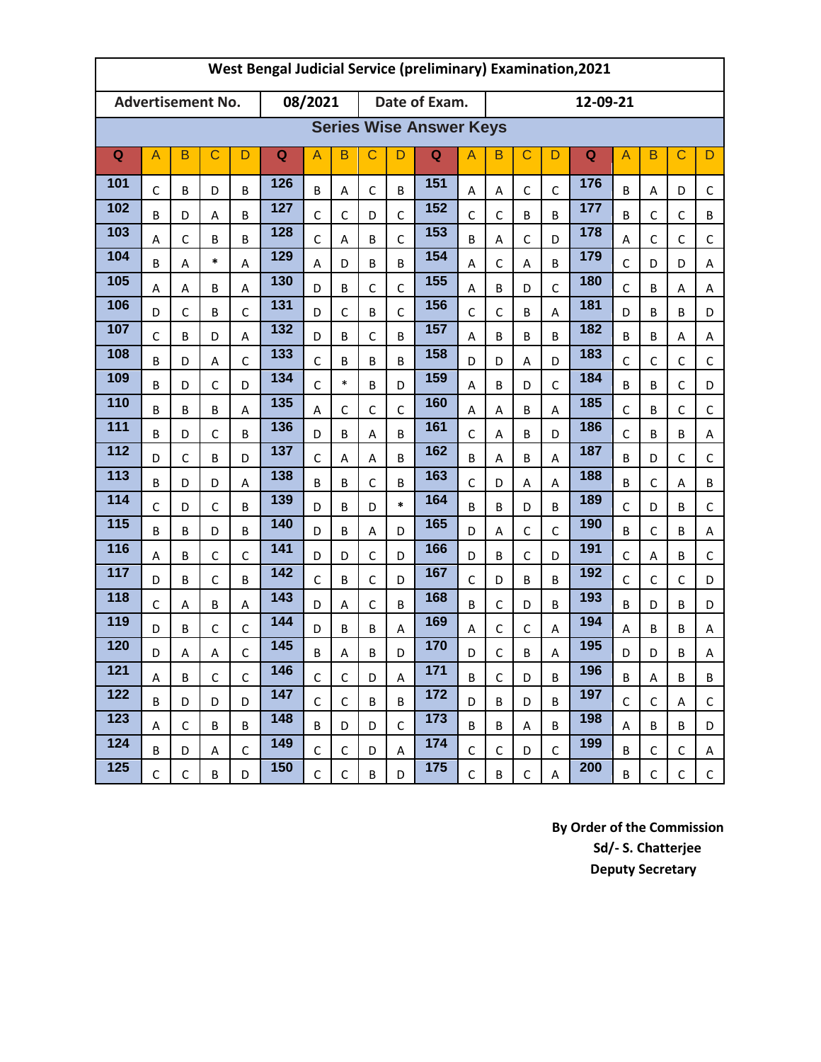# West Bengal Judicial Service (preliminary) Examination,2021

| Advertisement No. | 08/2021 | Date of Exam. | 12-09-21 |
|---|---|---|---|

## Series Wise Answer Keys

| Q | A | B | C | D | Q | A | B | C | D | Q | A | B | C | D | Q | A | B | C | D |
|---|---|---|---|---|---|---|---|---|---|---|---|---|---|---|---|---|---|---|---|
| 101 | C | B | D | B | 126 | B | A | C | B | 151 | A | A | C | C | 176 | B | A | D | C |
| 102 | B | D | A | B | 127 | C | C | D | C | 152 | C | C | B | B | 177 | B | C | C | B |
| 103 | A | C | B | B | 128 | C | A | B | C | 153 | B | A | C | D | 178 | A | C | C | C |
| 104 | B | A | * | A | 129 | A | D | B | B | 154 | A | C | A | B | 179 | C | D | D | A |
| 105 | A | A | B | A | 130 | D | B | C | C | 155 | A | B | D | C | 180 | C | B | A | A |
| 106 | D | C | B | C | 131 | D | C | B | C | 156 | C | C | B | A | 181 | D | B | B | D |
| 107 | C | B | D | A | 132 | D | B | C | B | 157 | A | B | B | B | 182 | B | B | A | A |
| 108 | B | D | A | C | 133 | C | B | B | B | 158 | D | D | A | D | 183 | C | C | C | C |
| 109 | B | D | C | D | 134 | C | * | B | D | 159 | A | B | D | C | 184 | B | B | C | D |
| 110 | B | B | B | A | 135 | A | C | C | C | 160 | A | A | B | A | 185 | C | B | C | C |
| 111 | B | D | C | B | 136 | D | B | A | B | 161 | C | A | B | D | 186 | C | B | B | A |
| 112 | D | C | B | D | 137 | C | A | A | B | 162 | B | A | B | A | 187 | B | D | C | C |
| 113 | B | D | D | A | 138 | B | B | C | B | 163 | C | D | A | A | 188 | B | C | A | B |
| 114 | C | D | C | B | 139 | D | B | D | * | 164 | B | B | D | B | 189 | C | D | B | C |
| 115 | B | B | D | B | 140 | D | B | A | D | 165 | D | A | C | C | 190 | B | C | B | A |
| 116 | A | B | C | C | 141 | D | D | C | D | 166 | D | B | C | D | 191 | C | A | B | C |
| 117 | D | B | C | B | 142 | C | B | C | D | 167 | C | D | B | B | 192 | C | C | C | D |
| 118 | C | A | B | A | 143 | D | A | C | B | 168 | B | C | D | B | 193 | B | D | B | D |
| 119 | D | B | C | C | 144 | D | B | B | A | 169 | A | C | C | A | 194 | A | B | B | A |
| 120 | D | A | A | C | 145 | B | A | B | D | 170 | D | C | B | A | 195 | D | D | B | A |
| 121 | A | B | C | C | 146 | C | C | D | A | 171 | B | C | D | B | 196 | B | A | B | B |
| 122 | B | D | D | D | 147 | C | C | B | B | 172 | D | B | D | B | 197 | C | C | A | C |
| 123 | A | C | B | B | 148 | B | D | D | C | 173 | B | B | A | B | 198 | A | B | B | D |
| 124 | B | D | A | C | 149 | C | C | D | A | 174 | C | C | D | C | 199 | B | C | C | A |
| 125 | C | C | B | D | 150 | C | C | B | D | 175 | C | B | C | A | 200 | B | C | C | C |

**By Order of the Commission**
**Sd/- S. Chatterjee**
**Deputy Secretary**